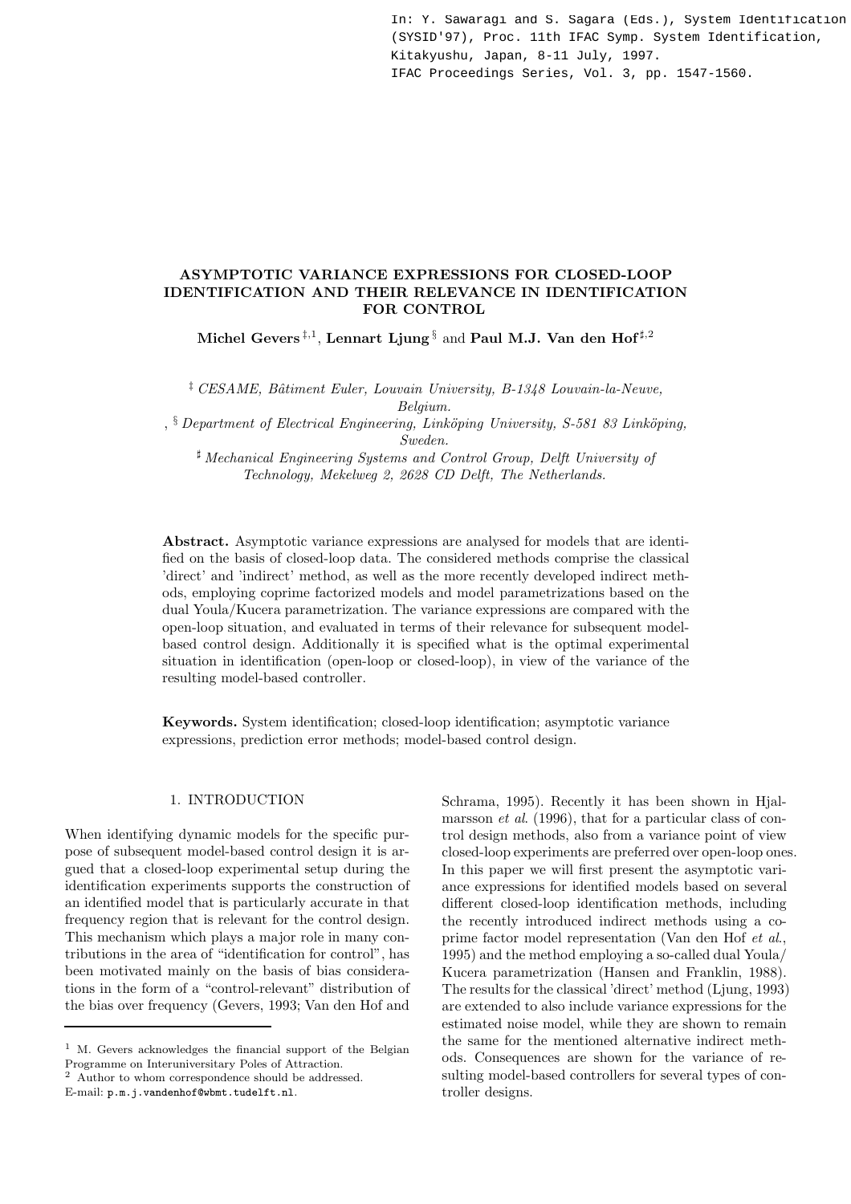In: Y. Sawaragi and S. Sagara (Eds.), System Identification (SYSID'97), Proc. 11th IFAC Symp. System Identification, Kitakyushu, Japan, 8-11 July, 1997. IFAC Proceedings Series, Vol. 3, pp. 1547-1560.

# ASYMPTOTIC VARIANCE EXPRESSIONS FOR CLOSED-LOOP IDENTIFICATION AND THEIR RELEVANCE IN IDENTIFICATION FOR CONTROL

**Michel Gevers** [‡,1], **Lennart Ljung** [§] and **Paul M.J. Van den Hof** [♯,2]

[‡] *CESAME, Bâtiment Euler, Louvain University, B-1348 Louvain-la-Neuve, Belgium.*

, [§] *Department of Electrical Engineering, Linköping University, S-581 83 Linköping, Sweden.*

[♯] *Mechanical Engineering Systems and Control Group, Delft University of Technology, Mekelweg 2, 2628 CD Delft, The Netherlands.*

**Abstract.** Asymptotic variance expressions are analysed for models that are identified on the basis of closed-loop data. The considered methods comprise the classical 'direct' and 'indirect' method, as well as the more recently developed indirect methods, employing coprime factorized models and model parametrizations based on the dual Youla/Kucera parametrization. The variance expressions are compared with the open-loop situation, and evaluated in terms of their relevance for subsequent model-based control design. Additionally it is specified what is the optimal experimental situation in identification (open-loop or closed-loop), in view of the variance of the resulting model-based controller.

**Keywords.** System identification; closed-loop identification; asymptotic variance expressions, prediction error methods; model-based control design.

## 1. INTRODUCTION

When identifying dynamic models for the specific purpose of subsequent model-based control design it is argued that a closed-loop experimental setup during the identification experiments supports the construction of an identified model that is particularly accurate in that frequency region that is relevant for the control design. This mechanism which plays a major role in many contributions in the area of "identification for control", has been motivated mainly on the basis of bias considerations in the form of a "control-relevant" distribution of the bias over frequency (Gevers, 1993; Van den Hof and Schrama, 1995). Recently it has been shown in Hjalmarsson *et al*. (1996), that for a particular class of control design methods, also from a variance point of view closed-loop experiments are preferred over open-loop ones. In this paper we will first present the asymptotic variance expressions for identified models based on several different closed-loop identification methods, including the recently introduced indirect methods using a coprime factor model representation (Van den Hof *et al*., 1995) and the method employing a so-called dual Youla/Kucera parametrization (Hansen and Franklin, 1988). The results for the classical 'direct' method (Ljung, 1993) are extended to also include variance expressions for the estimated noise model, while they are shown to remain the same for the mentioned alternative indirect methods. Consequences are shown for the variance of resulting model-based controllers for several types of controller designs.

[1] M. Gevers acknowledges the financial support of the Belgian Programme on Interuniversitary Poles of Attraction.

[2] Author to whom correspondence should be addressed. E-mail: p.m.j.vandenhof@wbmt.tudelft.nl.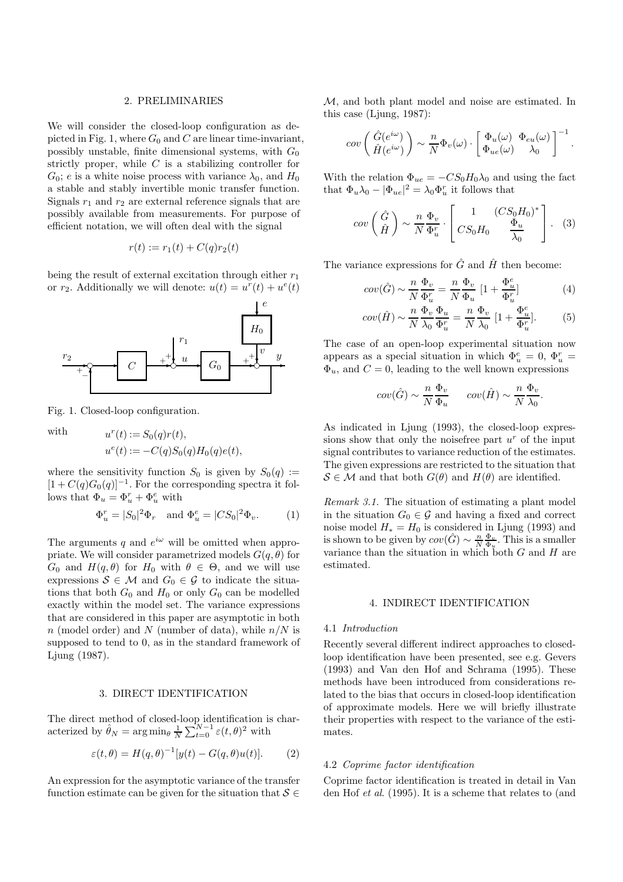## 2. PRELIMINARIES

We will consider the closed-loop configuration as depicted in Fig. 1, where $G_0$ and $C$ are linear time-invariant, possibly unstable, finite dimensional systems, with $G_0$ strictly proper, while $C$ is a stabilizing controller for $G_0$; $e$ is a white noise process with variance $\lambda_0$, and $H_0$ a stable and stably invertible monic transfer function. Signals $r_1$ and $r_2$ are external reference signals that are possibly available from measurements. For purpose of efficient notation, we will often deal with the signal

$$r(t) := r_1(t) + C(q)r_2(t)$$

being the result of external excitation through either $r_1$ or $r_2$. Additionally we will denote: $u(t) = u^r(t) + u^e(t)$

Fig. 1. Closed-loop configuration.

with

$$u^r(t) := S_0(q)r(t),$$
$$u^e(t) := -C(q)S_0(q)H_0(q)e(t),$$

where the sensitivity function $S_0$ is given by $S_0(q) := [1 + C(q)G_0(q)]^{-1}$. For the corresponding spectra it follows that $\Phi_u = \Phi_u^r + \Phi_u^e$ with

$$\Phi_u^r = |S_0|^2 \Phi_r \quad \text{and} \quad \Phi_u^e = |CS_0|^2 \Phi_v. \tag{1}$$

The arguments $q$ and $e^{i\omega}$ will be omitted when appropriate. We will consider parametrized models $G(q, \theta)$ for $G_0$ and $H(q, \theta)$ for $H_0$ with $\theta \in \Theta$, and we will use expressions $\mathcal{S} \in \mathcal{M}$ and $G_0 \in \mathcal{G}$ to indicate the situations that both $G_0$ and $H_0$ or only $G_0$ can be modelled exactly within the model set. The variance expressions that are considered in this paper are asymptotic in both $n$ (model order) and $N$ (number of data), while $n/N$ is supposed to tend to 0, as in the standard framework of Ljung (1987).

## 3. DIRECT IDENTIFICATION

The direct method of closed-loop identification is characterized by $\hat{\theta}_N = \arg\min_\theta \frac{1}{N} \sum_{t=0}^{N-1} \varepsilon(t, \theta)^2$ with

$$\varepsilon(t, \theta) = H(q, \theta)^{-1}[y(t) - G(q, \theta)u(t)]. \tag{2}$$

An expression for the asymptotic variance of the transfer function estimate can be given for the situation that $\mathcal{S} \in \mathcal{M}$, and both plant model and noise are estimated. In this case (Ljung, 1987):

$$cov \begin{pmatrix} \hat{G}(e^{i\omega}) \\ \hat{H}(e^{i\omega}) \end{pmatrix} \sim \frac{n}{N} \Phi_v(\omega) \cdot \begin{bmatrix} \Phi_u(\omega) & \Phi_{eu}(\omega) \\ \Phi_{ue}(\omega) & \lambda_0 \end{bmatrix}^{-1}.$$

With the relation $\Phi_{ue} = -CS_0H_0\lambda_0$ and using the fact that $\Phi_u \lambda_0 - |\Phi_{ue}|^2 = \lambda_0 \Phi_u^r$ it follows that

$$cov \begin{pmatrix} \hat{G} \\ \hat{H} \end{pmatrix} \sim \frac{n}{N} \frac{\Phi_v}{\Phi_u^r} \cdot \begin{bmatrix} 1 & (CS_0H_0)^* \\ CS_0H_0 & \dfrac{\Phi_u}{\lambda_0} \end{bmatrix}. \tag{3}$$

The variance expressions for $\hat{G}$ and $\hat{H}$ then become:

$$cov(\hat{G}) \sim \frac{n}{N} \frac{\Phi_v}{\Phi_u^r} = \frac{n}{N} \frac{\Phi_v}{\Phi_u} \left[1 + \frac{\Phi_u^e}{\Phi_u^r}\right] \tag{4}$$

$$cov(\hat{H}) \sim \frac{n}{N} \frac{\Phi_v}{\lambda_0} \frac{\Phi_u}{\Phi_u^r} = \frac{n}{N} \frac{\Phi_v}{\lambda_0} \left[1 + \frac{\Phi_u^e}{\Phi_u^r}\right]. \tag{5}$$

The case of an open-loop experimental situation now appears as a special situation in which $\Phi_u^e = 0$, $\Phi_u^r = \Phi_u$, and $C = 0$, leading to the well known expressions

$$cov(\hat{G}) \sim \frac{n}{N} \frac{\Phi_v}{\Phi_u} \qquad cov(\hat{H}) \sim \frac{n}{N} \frac{\Phi_v}{\lambda_0}.$$

As indicated in Ljung (1993), the closed-loop expressions show that only the noisefree part $u^r$ of the input signal contributes to variance reduction of the estimates. The given expressions are restricted to the situation that $\mathcal{S} \in \mathcal{M}$ and that both $G(\theta)$ and $H(\theta)$ are identified.

*Remark 3.1.* The situation of estimating a plant model in the situation $G_0 \in \mathcal{G}$ and having a fixed and correct noise model $H_* = H_0$ is considered in Ljung (1993) and is shown to be given by $cov(\hat{G}) \sim \frac{n}{N} \frac{\Phi_v}{\Phi_u}$. This is a smaller variance than the situation in which both $G$ and $H$ are estimated.

## 4. INDIRECT IDENTIFICATION

### 4.1 *Introduction*

Recently several different indirect approaches to closed-loop identification have been presented, see e.g. Gevers (1993) and Van den Hof and Schrama (1995). These methods have been introduced from considerations related to the bias that occurs in closed-loop identification of approximate models. Here we will briefly illustrate their properties with respect to the variance of the estimates.

### 4.2 *Coprime factor identification*

Coprime factor identification is treated in detail in Van den Hof *et al.* (1995). It is a scheme that relates to (and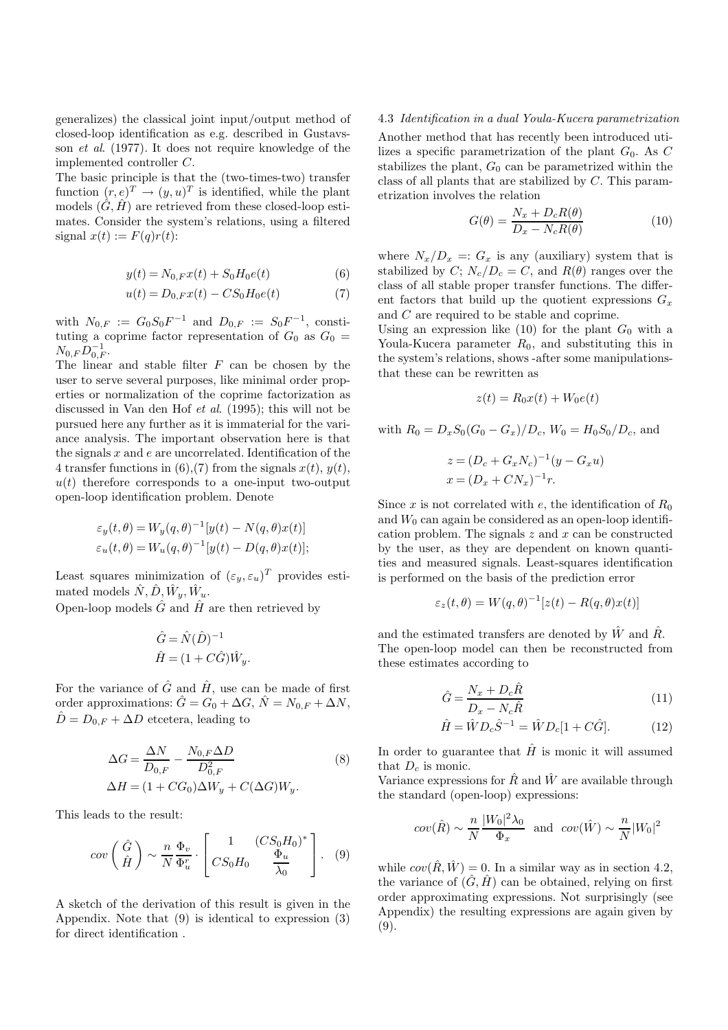generalizes) the classical joint input/output method of closed-loop identification as e.g. described in Gustavsson *et al*. (1977). It does not require knowledge of the implemented controller $C$.

The basic principle is that the (two-times-two) transfer function $(r, e)^T \to (y, u)^T$ is identified, while the plant models $(\hat{G}, \hat{H})$ are retrieved from these closed-loop estimates. Consider the system's relations, using a filtered signal $x(t) := F(q)r(t)$:

$$y(t) = N_{0,F}x(t) + S_0H_0e(t) \tag{6}$$

$$u(t) = D_{0,F}x(t) - CS_0H_0e(t) \tag{7}$$

with $N_{0,F} := G_0S_0F^{-1}$ and $D_{0,F} := S_0F^{-1}$, constituting a coprime factor representation of $G_0$ as $G_0 = N_{0,F}D_{0,F}^{-1}$.

The linear and stable filter $F$ can be chosen by the user to serve several purposes, like minimal order properties or normalization of the coprime factorization as discussed in Van den Hof *et al*. (1995); this will not be pursued here any further as it is immaterial for the variance analysis. The important observation here is that the signals $x$ and $e$ are uncorrelated. Identification of the 4 transfer functions in (6),(7) from the signals $x(t)$, $y(t)$, $u(t)$ therefore corresponds to a one-input two-output open-loop identification problem. Denote

$$\varepsilon_y(t, \theta) = W_y(q, \theta)^{-1}[y(t) - N(q, \theta)x(t)]$$

$$\varepsilon_u(t, \theta) = W_u(q, \theta)^{-1}[y(t) - D(q, \theta)x(t)];$$

Least squares minimization of $(\varepsilon_y, \varepsilon_u)^T$ provides estimated models $\hat{N}, \hat{D}, \hat{W}_y, \hat{W}_u$.

Open-loop models $\hat{G}$ and $\hat{H}$ are then retrieved by

$$\hat{G} = \hat{N}(\hat{D})^{-1}$$

$$\hat{H} = (1 + C\hat{G})\hat{W}_y.$$

For the variance of $\hat{G}$ and $\hat{H}$, use can be made of first order approximations: $\hat{G} = G_0 + \Delta G$, $\hat{N} = N_{0,F} + \Delta N$, $\hat{D} = D_{0,F} + \Delta D$ etcetera, leading to

$$\Delta G = \frac{\Delta N}{D_{0,F}} - \frac{N_{0,F}\Delta D}{D_{0,F}^2} \tag{8}$$

$$\Delta H = (1 + CG_0)\Delta W_y + C(\Delta G)W_y.$$

This leads to the result:

$$cov\begin{pmatrix} \hat{G} \\ \hat{H} \end{pmatrix} \sim \frac{n}{N}\frac{\Phi_v}{\Phi_u^r} \cdot \begin{bmatrix} 1 & (CS_0H_0)^* \\ CS_0H_0 & \frac{\Phi_u}{\lambda_0} \end{bmatrix}. \tag{9}$$

A sketch of the derivation of this result is given in the Appendix. Note that (9) is identical to expression (3) for direct identification .

### 4.3 *Identification in a dual Youla-Kucera parametrization*

Another method that has recently been introduced utilizes a specific parametrization of the plant $G_0$. As $C$ stabilizes the plant, $G_0$ can be parametrized within the class of all plants that are stabilized by $C$. This parametrization involves the relation

$$G(\theta) = \frac{N_x + D_cR(\theta)}{D_x - N_cR(\theta)} \tag{10}$$

where $N_x/D_x =: G_x$ is any (auxiliary) system that is stabilized by $C$; $N_c/D_c = C$, and $R(\theta)$ ranges over the class of all stable proper transfer functions. The different factors that build up the quotient expressions $G_x$ and $C$ are required to be stable and coprime.

Using an expression like (10) for the plant $G_0$ with a Youla-Kucera parameter $R_0$, and substituting this in the system's relations, shows -after some manipulations- that these can be rewritten as

$$z(t) = R_0x(t) + W_0e(t)$$

with $R_0 = D_xS_0(G_0 - G_x)/D_c$, $W_0 = H_0S_0/D_c$, and

$$z = (D_c + G_xN_c)^{-1}(y - G_xu)$$

$$x = (D_x + CN_x)^{-1}r.$$

Since $x$ is not correlated with $e$, the identification of $R_0$ and $W_0$ can again be considered as an open-loop identification problem. The signals $z$ and $x$ can be constructed by the user, as they are dependent on known quantities and measured signals. Least-squares identification is performed on the basis of the prediction error

$$\varepsilon_z(t, \theta) = W(q, \theta)^{-1}[z(t) - R(q, \theta)x(t)]$$

and the estimated transfers are denoted by $\hat{W}$ and $\hat{R}$. The open-loop model can then be reconstructed from these estimates according to

$$\hat{G} = \frac{N_x + D_c\hat{R}}{D_x - N_c\hat{R}} \tag{11}$$

$$\hat{H} = \hat{W}D_c\hat{S}^{-1} = \hat{W}D_c[1 + C\hat{G}]. \tag{12}$$

In order to guarantee that $\hat{H}$ is monic it will assumed that $D_c$ is monic.

Variance expressions for $\hat{R}$ and $\hat{W}$ are available through the standard (open-loop) expressions:

$$cov(\hat{R}) \sim \frac{n}{N}\frac{|W_0|^2\lambda_0}{\Phi_x} \ \text{ and } \ cov(\hat{W}) \sim \frac{n}{N}|W_0|^2$$

while $cov(\hat{R}, \hat{W}) = 0$. In a similar way as in section 4.2, the variance of $(\hat{G}, \hat{H})$ can be obtained, relying on first order approximating expressions. Not surprisingly (see Appendix) the resulting expressions are again given by (9).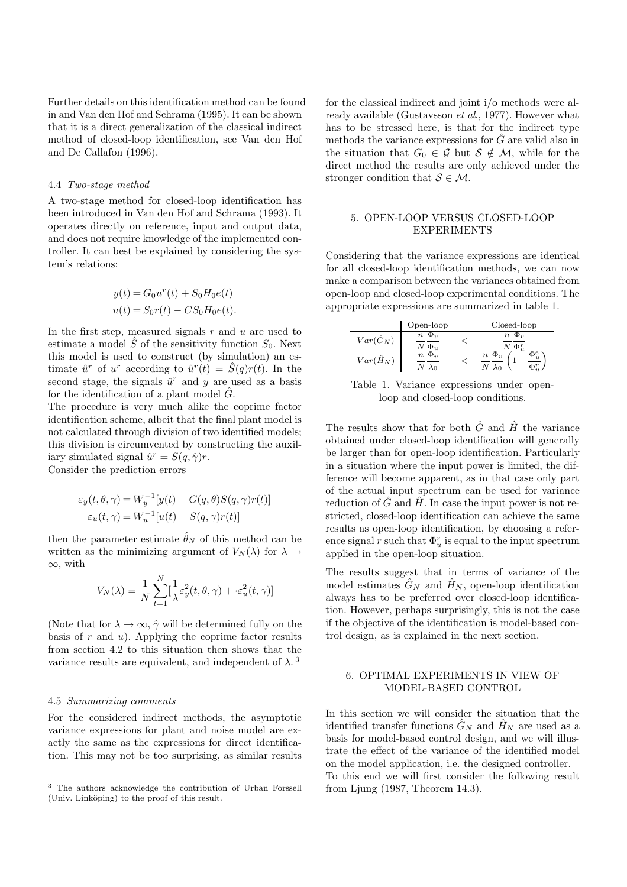Further details on this identification method can be found in and Van den Hof and Schrama (1995). It can be shown that it is a direct generalization of the classical indirect method of closed-loop identification, see Van den Hof and De Callafon (1996).

### 4.4 *Two-stage method*

A two-stage method for closed-loop identification has been introduced in Van den Hof and Schrama (1993). It operates directly on reference, input and output data, and does not require knowledge of the implemented controller. It can best be explained by considering the system's relations:

$$y(t) = G_0 u^r(t) + S_0 H_0 e(t)$$
$$u(t) = S_0 r(t) - C S_0 H_0 e(t).$$

In the first step, measured signals $r$ and $u$ are used to estimate a model $\hat{S}$ of the sensitivity function $S_0$. Next this model is used to construct (by simulation) an estimate $\hat{u}^r$ of $u^r$ according to $\hat{u}^r(t) = \hat{S}(q)r(t)$. In the second stage, the signals $\hat{u}^r$ and $y$ are used as a basis for the identification of a plant model $\hat{G}$.

The procedure is very much alike the coprime factor identification scheme, albeit that the final plant model is not calculated through division of two identified models; this division is circumvented by constructing the auxiliary simulated signal $\hat{u}^r = S(q, \hat{\gamma})r$.

Consider the prediction errors

$$\varepsilon_y(t, \theta, \gamma) = W_y^{-1}[y(t) - G(q, \theta)S(q, \gamma)r(t)]$$
$$\varepsilon_u(t, \gamma) = W_u^{-1}[u(t) - S(q, \gamma)r(t)]$$

then the parameter estimate $\hat{\theta}_N$ of this method can be written as the minimizing argument of $V_N(\lambda)$ for $\lambda \to \infty$, with

$$V_N(\lambda) = \frac{1}{N}\sum_{t=1}^{N}[\frac{1}{\lambda}\varepsilon_y^2(t, \theta, \gamma) + \cdot\varepsilon_u^2(t, \gamma)]$$

(Note that for $\lambda \to \infty$, $\hat{\gamma}$ will be determined fully on the basis of $r$ and $u$). Applying the coprime factor results from section 4.2 to this situation then shows that the variance results are equivalent, and independent of $\lambda$. [3]

### 4.5 *Summarizing comments*

For the considered indirect methods, the asymptotic variance expressions for plant and noise model are exactly the same as the expressions for direct identification. This may not be too surprising, as similar results for the classical indirect and joint i/o methods were already available (Gustavsson *et al.*, 1977). However what has to be stressed here, is that for the indirect type methods the variance expressions for $\hat{G}$ are valid also in the situation that $G_0 \in \mathcal{G}$ but $\mathcal{S} \notin \mathcal{M}$, while for the direct method the results are only achieved under the stronger condition that $\mathcal{S} \in \mathcal{M}$.

[3] The authors acknowledge the contribution of Urban Forssell (Univ. Linköping) to the proof of this result.

## 5. OPEN-LOOP VERSUS CLOSED-LOOP EXPERIMENTS

Considering that the variance expressions are identical for all closed-loop identification methods, we can now make a comparison between the variances obtained from open-loop and closed-loop experimental conditions. The appropriate expressions are summarized in table 1.

| | Open-loop | | Closed-loop |
|---|---|---|---|
| $Var(\hat{G}_N)$ | $\frac{n}{N}\frac{\Phi_v}{\Phi_u}$ | $<$ | $\frac{n}{N}\frac{\Phi_v}{\Phi_u^r}$ |
| $Var(\hat{H}_N)$ | $\frac{n}{N}\frac{\Phi_v}{\lambda_0}$ | $<$ | $\frac{n}{N}\frac{\Phi_v}{\lambda_0}\left(1 + \frac{\Phi_u^e}{\Phi_u^r}\right)$ |

Table 1. Variance expressions under open-loop and closed-loop conditions.

The results show that for both $\hat{G}$ and $\hat{H}$ the variance obtained under closed-loop identification will generally be larger than for open-loop identification. Particularly in a situation where the input power is limited, the difference will become apparent, as in that case only part of the actual input spectrum can be used for variance reduction of $\hat{G}$ and $\hat{H}$. In case the input power is not restricted, closed-loop identification can achieve the same results as open-loop identification, by choosing a reference signal $r$ such that $\Phi_u^r$ is equal to the input spectrum applied in the open-loop situation.

The results suggest that in terms of variance of the model estimates $\hat{G}_N$ and $\hat{H}_N$, open-loop identification always has to be preferred over closed-loop identification. However, perhaps surprisingly, this is not the case if the objective of the identification is model-based control design, as is explained in the next section.

## 6. OPTIMAL EXPERIMENTS IN VIEW OF MODEL-BASED CONTROL

In this section we will consider the situation that the identified transfer functions $\hat{G}_N$ and $\hat{H}_N$ are used as a basis for model-based control design, and we will illustrate the effect of the variance of the identified model on the model application, i.e. the designed controller.

To this end we will first consider the following result from Ljung (1987, Theorem 14.3).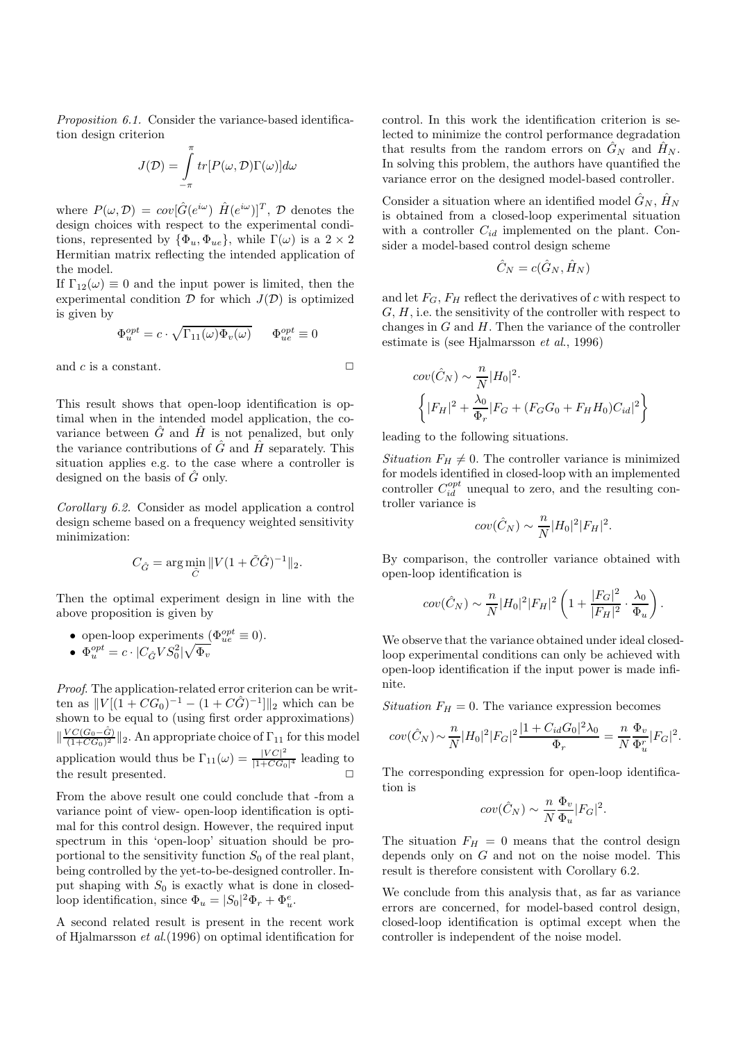*Proposition 6.1.* Consider the variance-based identification design criterion

$$J(\mathcal{D}) = \int_{-\pi}^{\pi} tr[P(\omega, \mathcal{D})\Gamma(\omega)]d\omega$$

where $P(\omega, \mathcal{D}) = cov[\hat{G}(e^{i\omega}) \ \hat{H}(e^{i\omega})]^T$, $\mathcal{D}$ denotes the design choices with respect to the experimental conditions, represented by $\{\Phi_u, \Phi_{ue}\}$, while $\Gamma(\omega)$ is a $2 \times 2$ Hermitian matrix reflecting the intended application of the model.

If $\Gamma_{12}(\omega) \equiv 0$ and the input power is limited, then the experimental condition $\mathcal{D}$ for which $J(\mathcal{D})$ is optimized is given by

$$\Phi_u^{opt} = c \cdot \sqrt{\Gamma_{11}(\omega)\Phi_v(\omega)} \qquad \Phi_{ue}^{opt} \equiv 0$$

and $c$ is a constant. □

This result shows that open-loop identification is optimal when in the intended model application, the covariance between $\hat{G}$ and $\hat{H}$ is not penalized, but only the variance contributions of $\hat{G}$ and $\hat{H}$ separately. This situation applies e.g. to the case where a controller is designed on the basis of $\hat{G}$ only.

*Corollary 6.2.* Consider as model application a control design scheme based on a frequency weighted sensitivity minimization:

$$C_{\hat{G}} = \arg\min_{\tilde{C}} \|V(1 + \tilde{C}\hat{G})^{-1}\|_2.$$

Then the optimal experiment design in line with the above proposition is given by

- open-loop experiments ($\Phi_{ue}^{opt} \equiv 0$).
- $\Phi_u^{opt} = c \cdot |C_{\hat{G}} V S_0^2| \sqrt{\Phi_v}$

*Proof.* The application-related error criterion can be written as $\|V[(1 + CG_0)^{-1} - (1 + C\hat{G})^{-1}]\|_2$ which can be shown to be equal to (using first order approximations) $\|\frac{VC(G_0 - \hat{G})}{(1+CG_0)^2}\|_2$. An appropriate choice of $\Gamma_{11}$ for this model application would thus be $\Gamma_{11}(\omega) = \frac{|VC|^2}{|1+CG_0|^4}$ leading to the result presented. □

From the above result one could conclude that -from a variance point of view- open-loop identification is optimal for this control design. However, the required input spectrum in this 'open-loop' situation should be proportional to the sensitivity function $S_0$ of the real plant, being controlled by the yet-to-be-designed controller. Input shaping with $S_0$ is exactly what is done in closed-loop identification, since $\Phi_u = |S_0|^2\Phi_r + \Phi_u^e$.

A second related result is present in the recent work of Hjalmarsson *et al.*(1996) on optimal identification for control. In this work the identification criterion is selected to minimize the control performance degradation that results from the random errors on $\hat{G}_N$ and $\hat{H}_N$. In solving this problem, the authors have quantified the variance error on the designed model-based controller.

Consider a situation where an identified model $\hat{G}_N$, $\hat{H}_N$ is obtained from a closed-loop experimental situation with a controller $C_{id}$ implemented on the plant. Consider a model-based control design scheme

$$\hat{C}_N = c(\hat{G}_N, \hat{H}_N)$$

and let $F_G$, $F_H$ reflect the derivatives of $c$ with respect to $G$, $H$, i.e. the sensitivity of the controller with respect to changes in $G$ and $H$. Then the variance of the controller estimate is (see Hjalmarsson *et al.*, 1996)

$$cov(\hat{C}_N) \sim \frac{n}{N}|H_0|^2 \cdot \left\{|F_H|^2 + \frac{\lambda_0}{\Phi_r}|F_G + (F_G G_0 + F_H H_0)C_{id}|^2\right\}$$

leading to the following situations.

*Situation* $F_H \neq 0$. The controller variance is minimized for models identified in closed-loop with an implemented controller $C_{id}^{opt}$ unequal to zero, and the resulting controller variance is

$$cov(\hat{C}_N) \sim \frac{n}{N}|H_0|^2|F_H|^2.$$

By comparison, the controller variance obtained with open-loop identification is

$$cov(\hat{C}_N) \sim \frac{n}{N}|H_0|^2|F_H|^2\left(1 + \frac{|F_G|^2}{|F_H|^2} \cdot \frac{\lambda_0}{\Phi_u}\right).$$

We observe that the variance obtained under ideal closed-loop experimental conditions can only be achieved with open-loop identification if the input power is made infinite.

*Situation* $F_H = 0$. The variance expression becomes

$$cov(\hat{C}_N) \sim \frac{n}{N}|H_0|^2|F_G|^2\frac{|1 + C_{id}G_0|^2\lambda_0}{\Phi_r} = \frac{n}{N}\frac{\Phi_v}{\Phi_u^r}|F_G|^2.$$

The corresponding expression for open-loop identification is

$$cov(\hat{C}_N) \sim \frac{n}{N}\frac{\Phi_v}{\Phi_u}|F_G|^2.$$

The situation $F_H = 0$ means that the control design depends only on $G$ and not on the noise model. This result is therefore consistent with Corollary 6.2.

We conclude from this analysis that, as far as variance errors are concerned, for model-based control design, closed-loop identification is optimal except when the controller is independent of the noise model.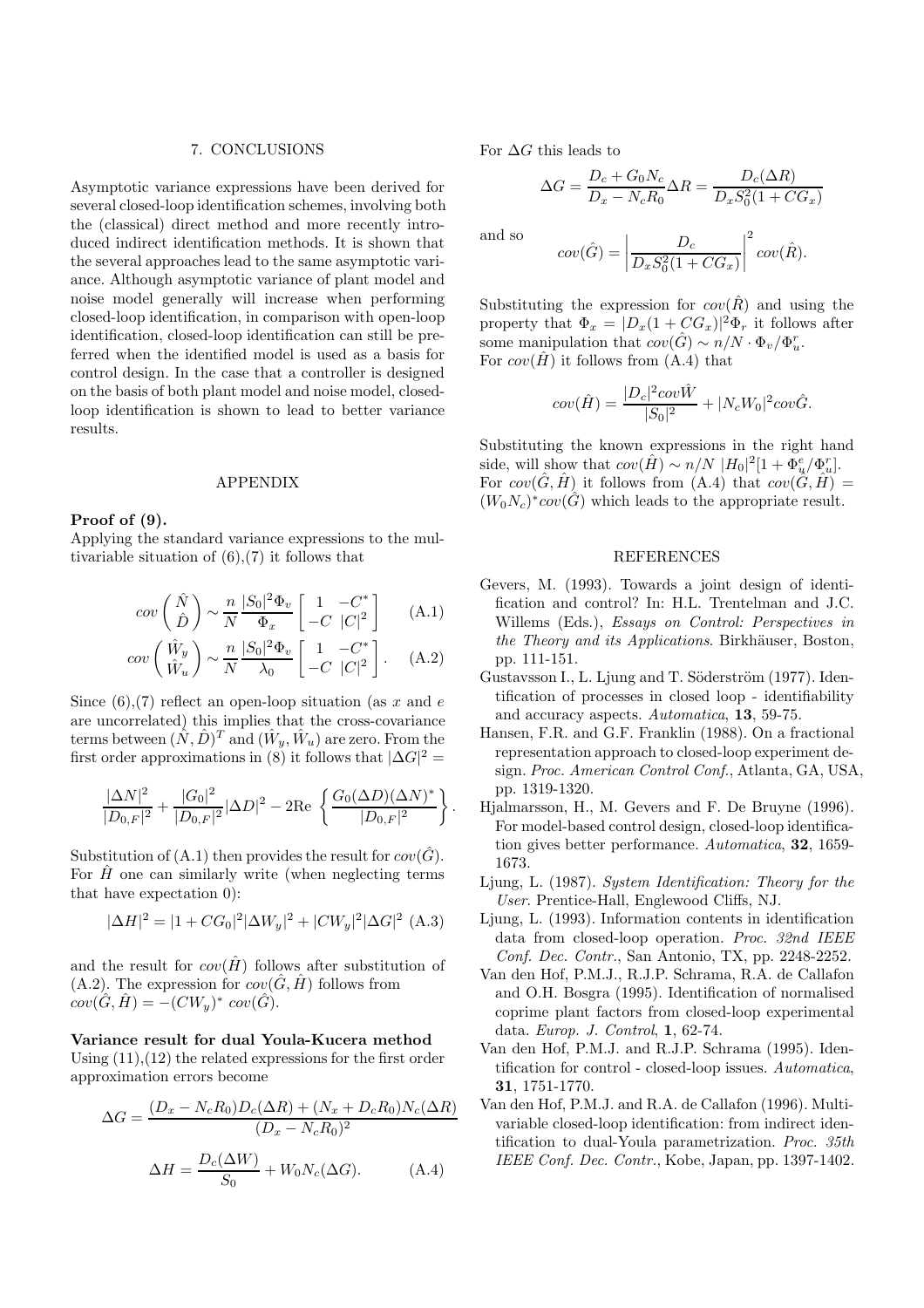## 7. CONCLUSIONS

Asymptotic variance expressions have been derived for several closed-loop identification schemes, involving both the (classical) direct method and more recently introduced indirect identification methods. It is shown that the several approaches lead to the same asymptotic variance. Although asymptotic variance of plant model and noise model generally will increase when performing closed-loop identification, in comparison with open-loop identification, closed-loop identification can still be preferred when the identified model is used as a basis for control design. In the case that a controller is designed on the basis of both plant model and noise model, closed-loop identification is shown to lead to better variance results.

## APPENDIX

**Proof of (9).**

Applying the standard variance expressions to the multivariable situation of (6),(7) it follows that

$$cov\begin{pmatrix}\hat{N}\\ \hat{D}\end{pmatrix} \sim \frac{n}{N}\frac{|S_0|^2\Phi_v}{\Phi_x}\begin{bmatrix}1 & -C^*\\ -C & |C|^2\end{bmatrix} \qquad \text{(A.1)}$$

$$cov\begin{pmatrix}\hat{W}_y\\ \hat{W}_u\end{pmatrix} \sim \frac{n}{N}\frac{|S_0|^2\Phi_v}{\lambda_0}\begin{bmatrix}1 & -C^*\\ -C & |C|^2\end{bmatrix}. \qquad \text{(A.2)}$$

Since (6),(7) reflect an open-loop situation (as $x$ and $e$ are uncorrelated) this implies that the cross-covariance terms between $(\hat{N},\hat{D})^T$ and $(\hat{W}_y,\hat{W}_u)$ are zero. From the first order approximations in (8) it follows that $|\Delta G|^2 =$

$$\frac{|\Delta N|^2}{|D_{0,F}|^2} + \frac{|G_0|^2}{|D_{0,F}|^2}|\Delta D|^2 - 2\text{Re}\left\{\frac{G_0(\Delta D)(\Delta N)^*}{|D_{0,F}|^2}\right\}.$$

Substitution of (A.1) then provides the result for $cov(\hat{G})$. For $\hat{H}$ one can similarly write (when neglecting terms that have expectation 0):

$$|\Delta H|^2 = |1 + CG_0|^2|\Delta W_y|^2 + |CW_y|^2|\Delta G|^2 \quad \text{(A.3)}$$

and the result for $cov(\hat{H})$ follows after substitution of (A.2). The expression for $cov(\hat{G},\hat{H})$ follows from $cov(\hat{G},\hat{H}) = -(CW_y)^*\ cov(\hat{G})$.

**Variance result for dual Youla-Kucera method**

Using (11),(12) the related expressions for the first order approximation errors become

$$\Delta G = \frac{(D_x - N_cR_0)D_c(\Delta R) + (N_x + D_cR_0)N_c(\Delta R)}{(D_x - N_cR_0)^2}$$

$$\Delta H = \frac{D_c(\Delta W)}{S_0} + W_0N_c(\Delta G). \qquad \text{(A.4)}$$

For $\Delta G$ this leads to

$$\Delta G = \frac{D_c + G_0N_c}{D_x - N_cR_0}\Delta R = \frac{D_c(\Delta R)}{D_xS_0^2(1 + CG_x)}$$

and so

$$cov(\hat{G}) = \left|\frac{D_c}{D_xS_0^2(1 + CG_x)}\right|^2 cov(\hat{R}).$$

Substituting the expression for $cov(\hat{R})$ and using the property that $\Phi_x = |D_x(1 + CG_x)|^2\Phi_r$ it follows after some manipulation that $cov(\hat{G}) \sim n/N \cdot \Phi_v/\Phi_u^r$.
For $cov(\hat{H})$ it follows from (A.4) that

$$cov(\hat{H}) = \frac{|D_c|^2 cov\hat{W}}{|S_0|^2} + |N_cW_0|^2 cov\hat{G}.$$

Substituting the known expressions in the right hand side, will show that $cov(\hat{H}) \sim n/N\ |H_0|^2[1 + \Phi_u^e/\Phi_u^r]$.
For $cov(\hat{G},\hat{H})$ it follows from (A.4) that $cov(\hat{G},\hat{H}) = (W_0N_c)^* cov(\hat{G})$ which leads to the appropriate result.

## REFERENCES

- Gevers, M. (1993). Towards a joint design of identification and control? In: H.L. Trentelman and J.C. Willems (Eds.), *Essays on Control: Perspectives in the Theory and its Applications*. Birkhäuser, Boston, pp. 111-151.
- Gustavsson I., L. Ljung and T. Söderström (1977). Identification of processes in closed loop - identifiability and accuracy aspects. *Automatica*, **13**, 59-75.
- Hansen, F.R. and G.F. Franklin (1988). On a fractional representation approach to closed-loop experiment design. *Proc. American Control Conf.*, Atlanta, GA, USA, pp. 1319-1320.
- Hjalmarsson, H., M. Gevers and F. De Bruyne (1996). For model-based control design, closed-loop identification gives better performance. *Automatica*, **32**, 1659-1673.
- Ljung, L. (1987). *System Identification: Theory for the User*. Prentice-Hall, Englewood Cliffs, NJ.
- Ljung, L. (1993). Information contents in identification data from closed-loop operation. *Proc. 32nd IEEE Conf. Dec. Contr.*, San Antonio, TX, pp. 2248-2252.
- Van den Hof, P.M.J., R.J.P. Schrama, R.A. de Callafon and O.H. Bosgra (1995). Identification of normalised coprime plant factors from closed-loop experimental data. *Europ. J. Control*, **1**, 62-74.
- Van den Hof, P.M.J. and R.J.P. Schrama (1995). Identification for control - closed-loop issues. *Automatica*, **31**, 1751-1770.
- Van den Hof, P.M.J. and R.A. de Callafon (1996). Multivariable closed-loop identification: from indirect identification to dual-Youla parametrization. *Proc. 35th IEEE Conf. Dec. Contr.*, Kobe, Japan, pp. 1397-1402.